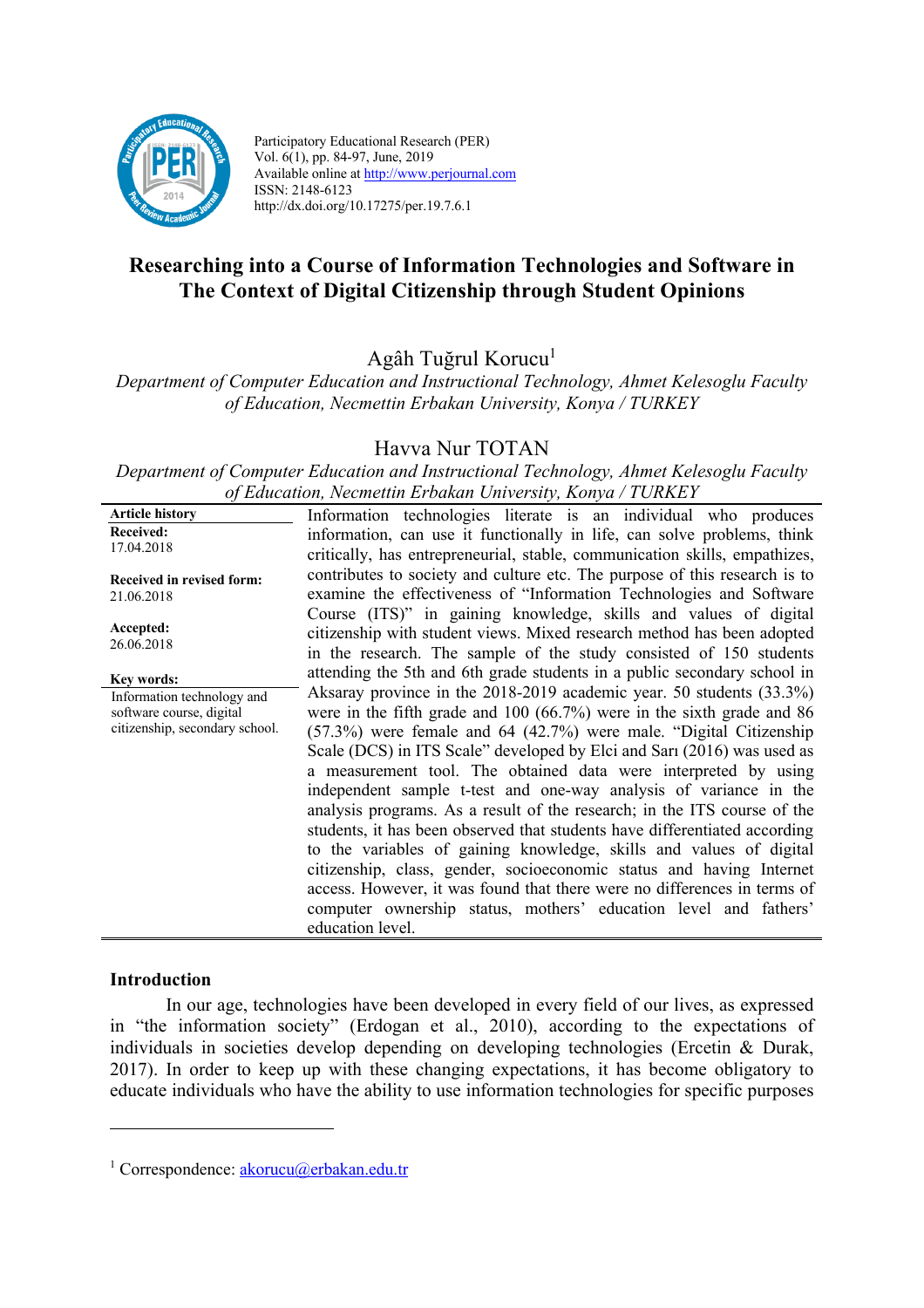Participatory Educational Research (PER)
Vol. 6(1), pp. 84-97, June, 2019
Available online at http://www.perjournal.com
ISSN: 2148-6123
http://dx.doi.org/10.17275/per.19.7.6.1

# Researching into a Course of Information Technologies and Software in The Context of Digital Citizenship through Student Opinions

Agâh Tuğrul Korucu[1]

*Department of Computer Education and Instructional Technology, Ahmet Kelesoglu Faculty of Education, Necmettin Erbakan University, Konya / TURKEY*

Havva Nur TOTAN

*Department of Computer Education and Instructional Technology, Ahmet Kelesoglu Faculty of Education, Necmettin Erbakan University, Konya / TURKEY*

**Article history**

**Received:** 17.04.2018

**Received in revised form:** 21.06.2018

**Accepted:** 26.06.2018

**Key words:** Information technology and software course, digital citizenship, secondary school.

Information technologies literate is an individual who produces information, can use it functionally in life, can solve problems, think critically, has entrepreneurial, stable, communication skills, empathizes, contributes to society and culture etc. The purpose of this research is to examine the effectiveness of "Information Technologies and Software Course (ITS)" in gaining knowledge, skills and values of digital citizenship with student views. Mixed research method has been adopted in the research. The sample of the study consisted of 150 students attending the 5th and 6th grade students in a public secondary school in Aksaray province in the 2018-2019 academic year. 50 students (33.3%) were in the fifth grade and 100 (66.7%) were in the sixth grade and 86 (57.3%) were female and 64 (42.7%) were male. "Digital Citizenship Scale (DCS) in ITS Scale" developed by Elci and Sarı (2016) was used as a measurement tool. The obtained data were interpreted by using independent sample t-test and one-way analysis of variance in the analysis programs. As a result of the research; in the ITS course of the students, it has been observed that students have differentiated according to the variables of gaining knowledge, skills and values of digital citizenship, class, gender, socioeconomic status and having Internet access. However, it was found that there were no differences in terms of computer ownership status, mothers' education level and fathers' education level.

## Introduction

In our age, technologies have been developed in every field of our lives, as expressed in "the information society" (Erdogan et al., 2010), according to the expectations of individuals in societies develop depending on developing technologies (Ercetin & Durak, 2017). In order to keep up with these changing expectations, it has become obligatory to educate individuals who have the ability to use information technologies for specific purposes

---

[1] Correspondence: akorucu@erbakan.edu.tr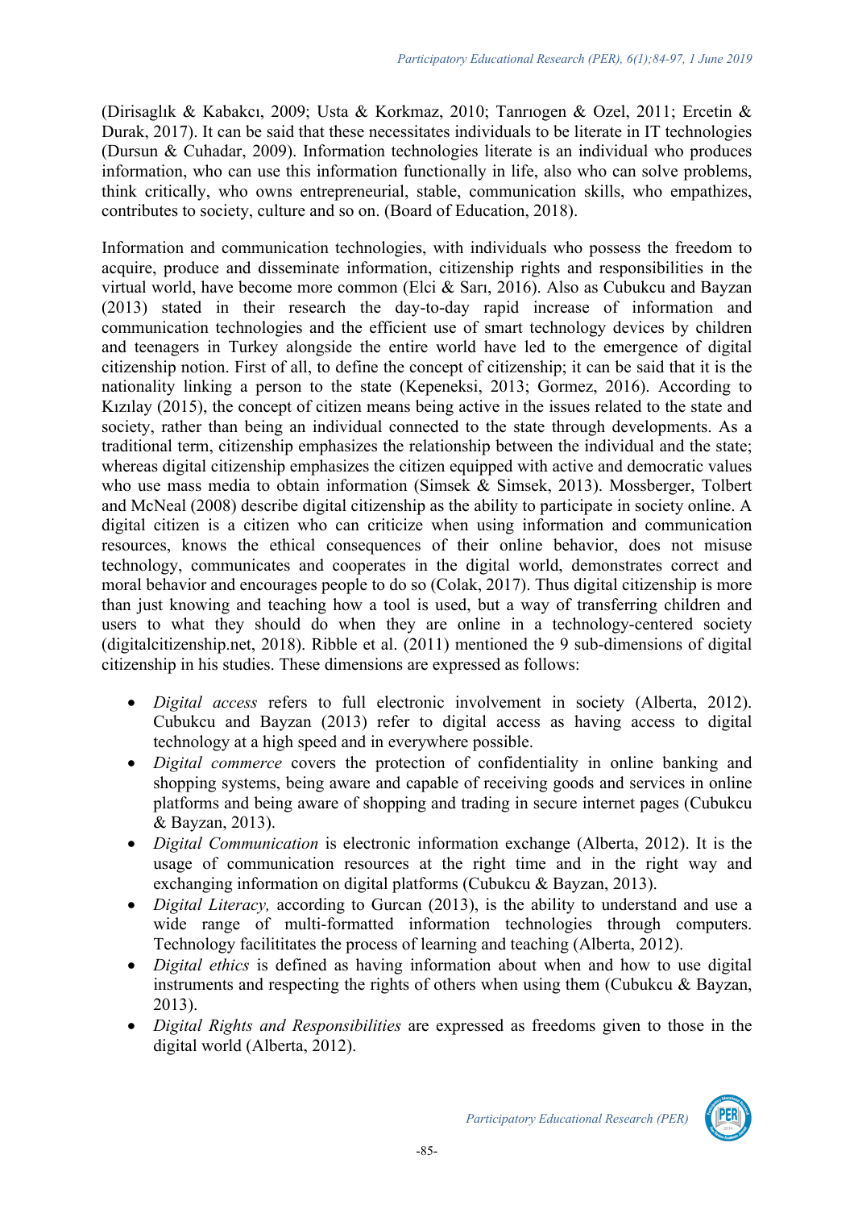(Dirisaglık & Kabakcı, 2009; Usta & Korkmaz, 2010; Tanrıogen & Ozel, 2011; Ercetin & Durak, 2017). It can be said that these necessitates individuals to be literate in IT technologies (Dursun & Cuhadar, 2009). Information technologies literate is an individual who produces information, who can use this information functionally in life, also who can solve problems, think critically, who owns entrepreneurial, stable, communication skills, who empathizes, contributes to society, culture and so on. (Board of Education, 2018).

Information and communication technologies, with individuals who possess the freedom to acquire, produce and disseminate information, citizenship rights and responsibilities in the virtual world, have become more common (Elci & Sarı, 2016). Also as Cubukcu and Bayzan (2013) stated in their research the day-to-day rapid increase of information and communication technologies and the efficient use of smart technology devices by children and teenagers in Turkey alongside the entire world have led to the emergence of digital citizenship notion. First of all, to define the concept of citizenship; it can be said that it is the nationality linking a person to the state (Kepeneksi, 2013; Gormez, 2016). According to Kızılay (2015), the concept of citizen means being active in the issues related to the state and society, rather than being an individual connected to the state through developments. As a traditional term, citizenship emphasizes the relationship between the individual and the state; whereas digital citizenship emphasizes the citizen equipped with active and democratic values who use mass media to obtain information (Simsek & Simsek, 2013). Mossberger, Tolbert and McNeal (2008) describe digital citizenship as the ability to participate in society online. A digital citizen is a citizen who can criticize when using information and communication resources, knows the ethical consequences of their online behavior, does not misuse technology, communicates and cooperates in the digital world, demonstrates correct and moral behavior and encourages people to do so (Colak, 2017). Thus digital citizenship is more than just knowing and teaching how a tool is used, but a way of transferring children and users to what they should do when they are online in a technology-centered society (digitalcitizenship.net, 2018). Ribble et al. (2011) mentioned the 9 sub-dimensions of digital citizenship in his studies. These dimensions are expressed as follows:

- *Digital access* refers to full electronic involvement in society (Alberta, 2012). Cubukcu and Bayzan (2013) refer to digital access as having access to digital technology at a high speed and in everywhere possible.
- *Digital commerce* covers the protection of confidentiality in online banking and shopping systems, being aware and capable of receiving goods and services in online platforms and being aware of shopping and trading in secure internet pages (Cubukcu & Bayzan, 2013).
- *Digital Communication* is electronic information exchange (Alberta, 2012). It is the usage of communication resources at the right time and in the right way and exchanging information on digital platforms (Cubukcu & Bayzan, 2013).
- *Digital Literacy,* according to Gurcan (2013), is the ability to understand and use a wide range of multi-formatted information technologies through computers. Technology facilititates the process of learning and teaching (Alberta, 2012).
- *Digital ethics* is defined as having information about when and how to use digital instruments and respecting the rights of others when using them (Cubukcu & Bayzan, 2013).
- *Digital Rights and Responsibilities* are expressed as freedoms given to those in the digital world (Alberta, 2012).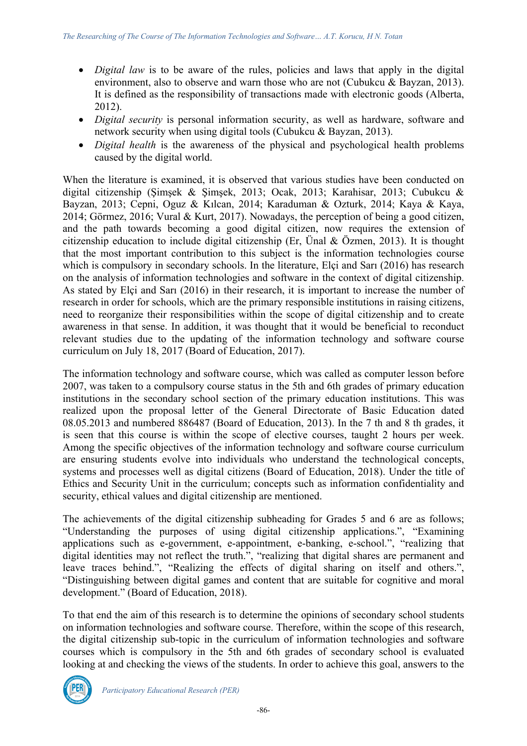- *Digital law* is to be aware of the rules, policies and laws that apply in the digital environment, also to observe and warn those who are not (Cubukcu & Bayzan, 2013). It is defined as the responsibility of transactions made with electronic goods (Alberta, 2012).
- *Digital security* is personal information security, as well as hardware, software and network security when using digital tools (Cubukcu & Bayzan, 2013).
- *Digital health* is the awareness of the physical and psychological health problems caused by the digital world.

When the literature is examined, it is observed that various studies have been conducted on digital citizenship (Şimşek & Şimşek, 2013; Ocak, 2013; Karahisar, 2013; Cubukcu & Bayzan, 2013; Cepni, Oguz & Kılcan, 2014; Karaduman & Ozturk, 2014; Kaya & Kaya, 2014; Görmez, 2016; Vural & Kurt, 2017). Nowadays, the perception of being a good citizen, and the path towards becoming a good digital citizen, now requires the extension of citizenship education to include digital citizenship (Er, Ünal & Özmen, 2013). It is thought that the most important contribution to this subject is the information technologies course which is compulsory in secondary schools. In the literature, Elçi and Sarı (2016) has research on the analysis of information technologies and software in the context of digital citizenship. As stated by Elçi and Sarı (2016) in their research, it is important to increase the number of research in order for schools, which are the primary responsible institutions in raising citizens, need to reorganize their responsibilities within the scope of digital citizenship and to create awareness in that sense. In addition, it was thought that it would be beneficial to reconduct relevant studies due to the updating of the information technology and software course curriculum on July 18, 2017 (Board of Education, 2017).

The information technology and software course, which was called as computer lesson before 2007, was taken to a compulsory course status in the 5th and 6th grades of primary education institutions in the secondary school section of the primary education institutions. This was realized upon the proposal letter of the General Directorate of Basic Education dated 08.05.2013 and numbered 886487 (Board of Education, 2013). In the 7 th and 8 th grades, it is seen that this course is within the scope of elective courses, taught 2 hours per week. Among the specific objectives of the information technology and software course curriculum are ensuring students evolve into individuals who understand the technological concepts, systems and processes well as digital citizens (Board of Education, 2018). Under the title of Ethics and Security Unit in the curriculum; concepts such as information confidentiality and security, ethical values and digital citizenship are mentioned.

The achievements of the digital citizenship subheading for Grades 5 and 6 are as follows; "Understanding the purposes of using digital citizenship applications.", "Examining applications such as e-government, e-appointment, e-banking, e-school.", "realizing that digital identities may not reflect the truth.", "realizing that digital shares are permanent and leave traces behind.", "Realizing the effects of digital sharing on itself and others.", "Distinguishing between digital games and content that are suitable for cognitive and moral development." (Board of Education, 2018).

To that end the aim of this research is to determine the opinions of secondary school students on information technologies and software course. Therefore, within the scope of this research, the digital citizenship sub-topic in the curriculum of information technologies and software courses which is compulsory in the 5th and 6th grades of secondary school is evaluated looking at and checking the views of the students. In order to achieve this goal, answers to the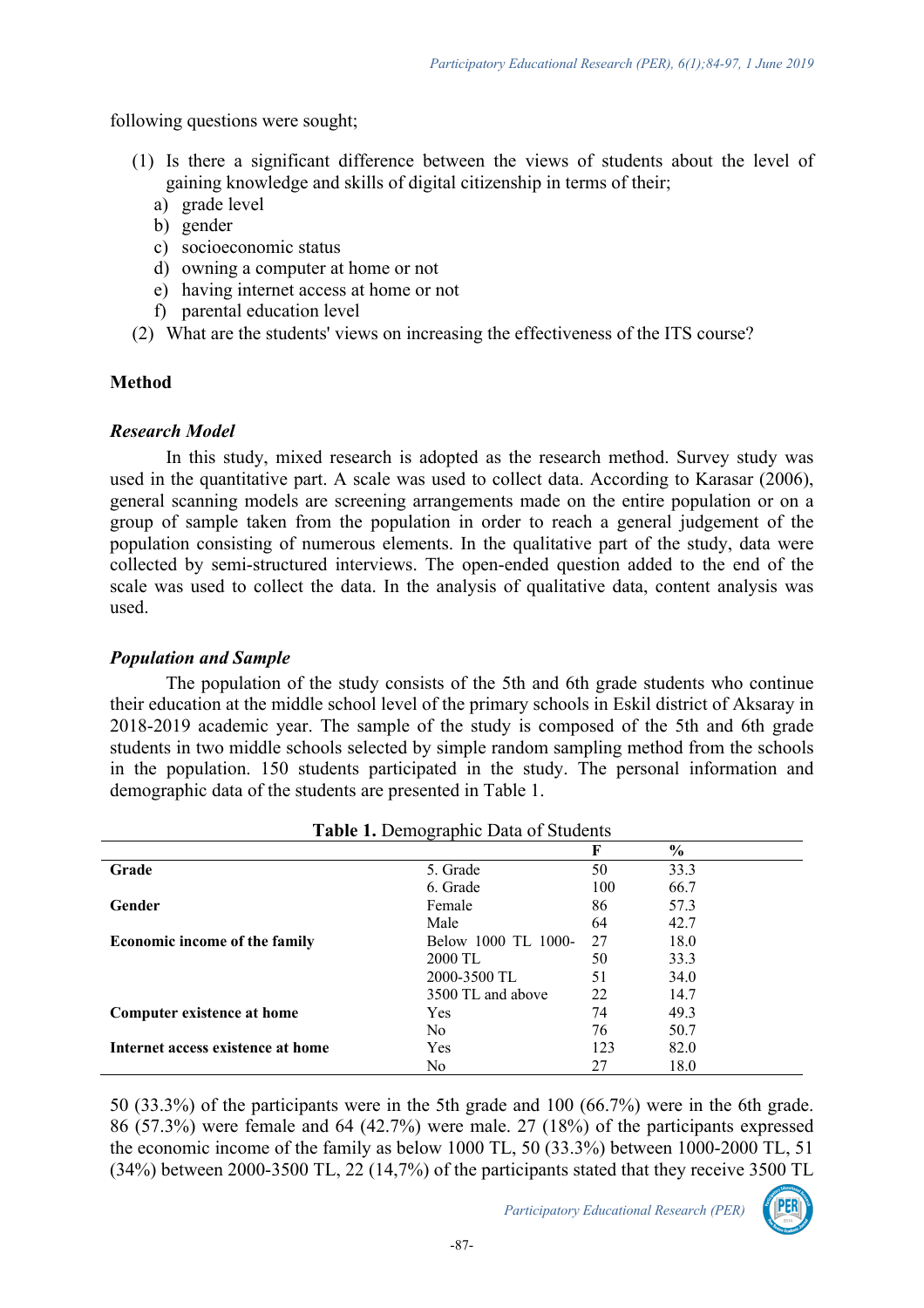following questions were sought;

(1) Is there a significant difference between the views of students about the level of gaining knowledge and skills of digital citizenship in terms of their;
   a) grade level
   b) gender
   c) socioeconomic status
   d) owning a computer at home or not
   e) having internet access at home or not
   f) parental education level
(2) What are the students' views on increasing the effectiveness of the ITS course?

## Method

### *Research Model*

In this study, mixed research is adopted as the research method. Survey study was used in the quantitative part. A scale was used to collect data. According to Karasar (2006), general scanning models are screening arrangements made on the entire population or on a group of sample taken from the population in order to reach a general judgement of the population consisting of numerous elements. In the qualitative part of the study, data were collected by semi-structured interviews. The open-ended question added to the end of the scale was used to collect the data. In the analysis of qualitative data, content analysis was used.

### *Population and Sample*

The population of the study consists of the 5th and 6th grade students who continue their education at the middle school level of the primary schools in Eskil district of Aksaray in 2018-2019 academic year. The sample of the study is composed of the 5th and 6th grade students in two middle schools selected by simple random sampling method from the schools in the population. 150 students participated in the study. The personal information and demographic data of the students are presented in Table 1.

**Table 1.** Demographic Data of Students

| | | F | % |
|---|---|---|---|
| **Grade** | 5. Grade | 50 | 33.3 |
| | 6. Grade | 100 | 66.7 |
| **Gender** | Female | 86 | 57.3 |
| | Male | 64 | 42.7 |
| **Economic income of the family** | Below 1000 TL 1000- | 27 | 18.0 |
| | 2000 TL | 50 | 33.3 |
| | 2000-3500 TL | 51 | 34.0 |
| | 3500 TL and above | 22 | 14.7 |
| **Computer existence at home** | Yes | 74 | 49.3 |
| | No | 76 | 50.7 |
| **Internet access existence at home** | Yes | 123 | 82.0 |
| | No | 27 | 18.0 |

50 (33.3%) of the participants were in the 5th grade and 100 (66.7%) were in the 6th grade. 86 (57.3%) were female and 64 (42.7%) were male. 27 (18%) of the participants expressed the economic income of the family as below 1000 TL, 50 (33.3%) between 1000-2000 TL, 51 (34%) between 2000-3500 TL, 22 (14,7%) of the participants stated that they receive 3500 TL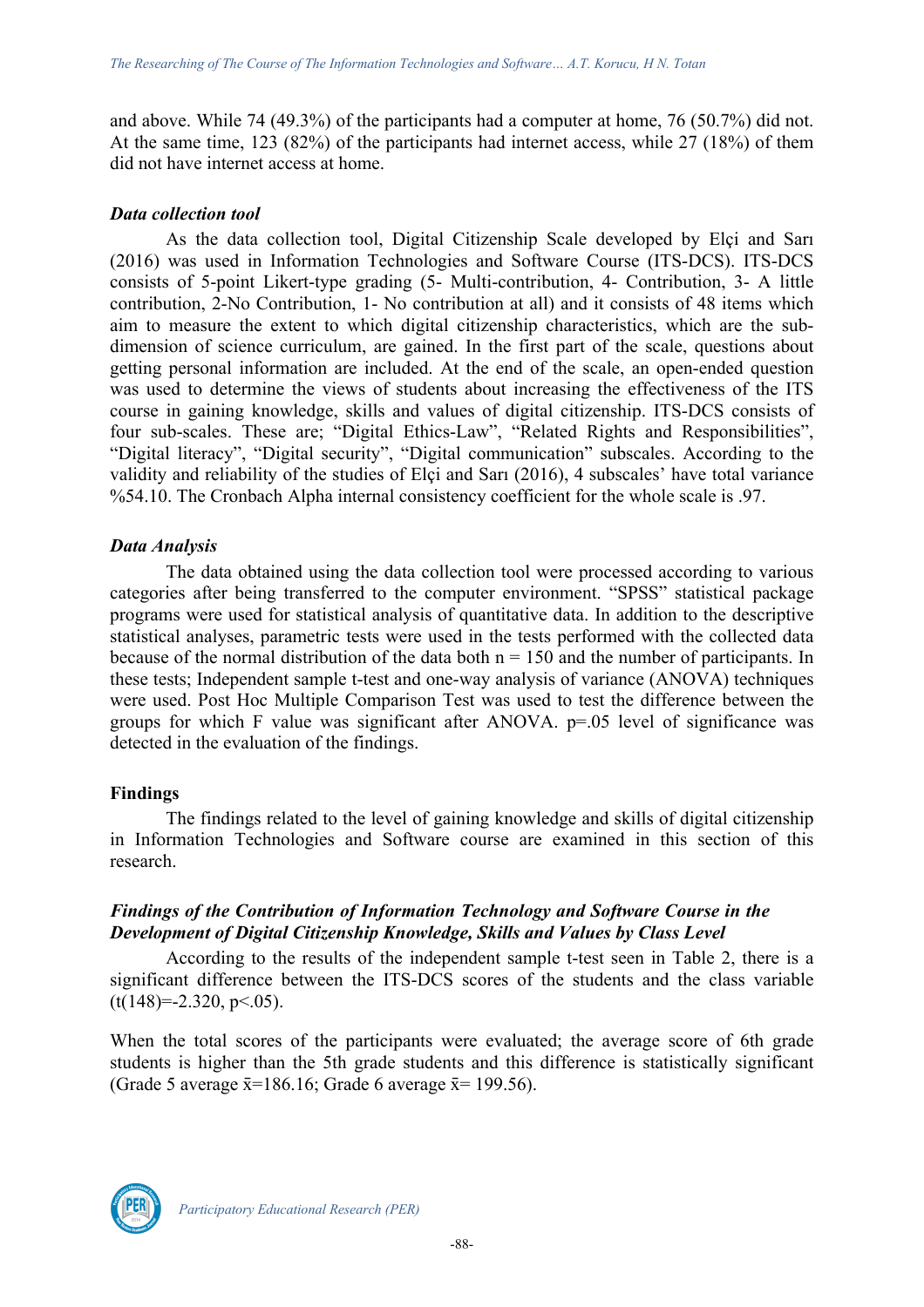and above. While 74 (49.3%) of the participants had a computer at home, 76 (50.7%) did not. At the same time, 123 (82%) of the participants had internet access, while 27 (18%) of them did not have internet access at home.

### *Data collection tool*

As the data collection tool, Digital Citizenship Scale developed by Elçi and Sarı (2016) was used in Information Technologies and Software Course (ITS-DCS). ITS-DCS consists of 5-point Likert-type grading (5- Multi-contribution, 4- Contribution, 3- A little contribution, 2-No Contribution, 1- No contribution at all) and it consists of 48 items which aim to measure the extent to which digital citizenship characteristics, which are the sub-dimension of science curriculum, are gained. In the first part of the scale, questions about getting personal information are included. At the end of the scale, an open-ended question was used to determine the views of students about increasing the effectiveness of the ITS course in gaining knowledge, skills and values of digital citizenship. ITS-DCS consists of four sub-scales. These are; "Digital Ethics-Law", "Related Rights and Responsibilities", "Digital literacy", "Digital security", "Digital communication" subscales. According to the validity and reliability of the studies of Elçi and Sarı (2016), 4 subscales' have total variance %54.10. The Cronbach Alpha internal consistency coefficient for the whole scale is .97.

### *Data Analysis*

The data obtained using the data collection tool were processed according to various categories after being transferred to the computer environment. "SPSS" statistical package programs were used for statistical analysis of quantitative data. In addition to the descriptive statistical analyses, parametric tests were used in the tests performed with the collected data because of the normal distribution of the data both $n = 150$ and the number of participants. In these tests; Independent sample t-test and one-way analysis of variance (ANOVA) techniques were used. Post Hoc Multiple Comparison Test was used to test the difference between the groups for which F value was significant after ANOVA. $p=.05$ level of significance was detected in the evaluation of the findings.

## Findings

The findings related to the level of gaining knowledge and skills of digital citizenship in Information Technologies and Software course are examined in this section of this research.

### *Findings of the Contribution of Information Technology and Software Course in the Development of Digital Citizenship Knowledge, Skills and Values by Class Level*

According to the results of the independent sample t-test seen in Table 2, there is a significant difference between the ITS-DCS scores of the students and the class variable ($t(148)=-2.320$, $p<.05$).

When the total scores of the participants were evaluated; the average score of 6th grade students is higher than the 5th grade students and this difference is statistically significant (Grade 5 average $\bar{x}=186.16$; Grade 6 average $\bar{x}= 199.56$).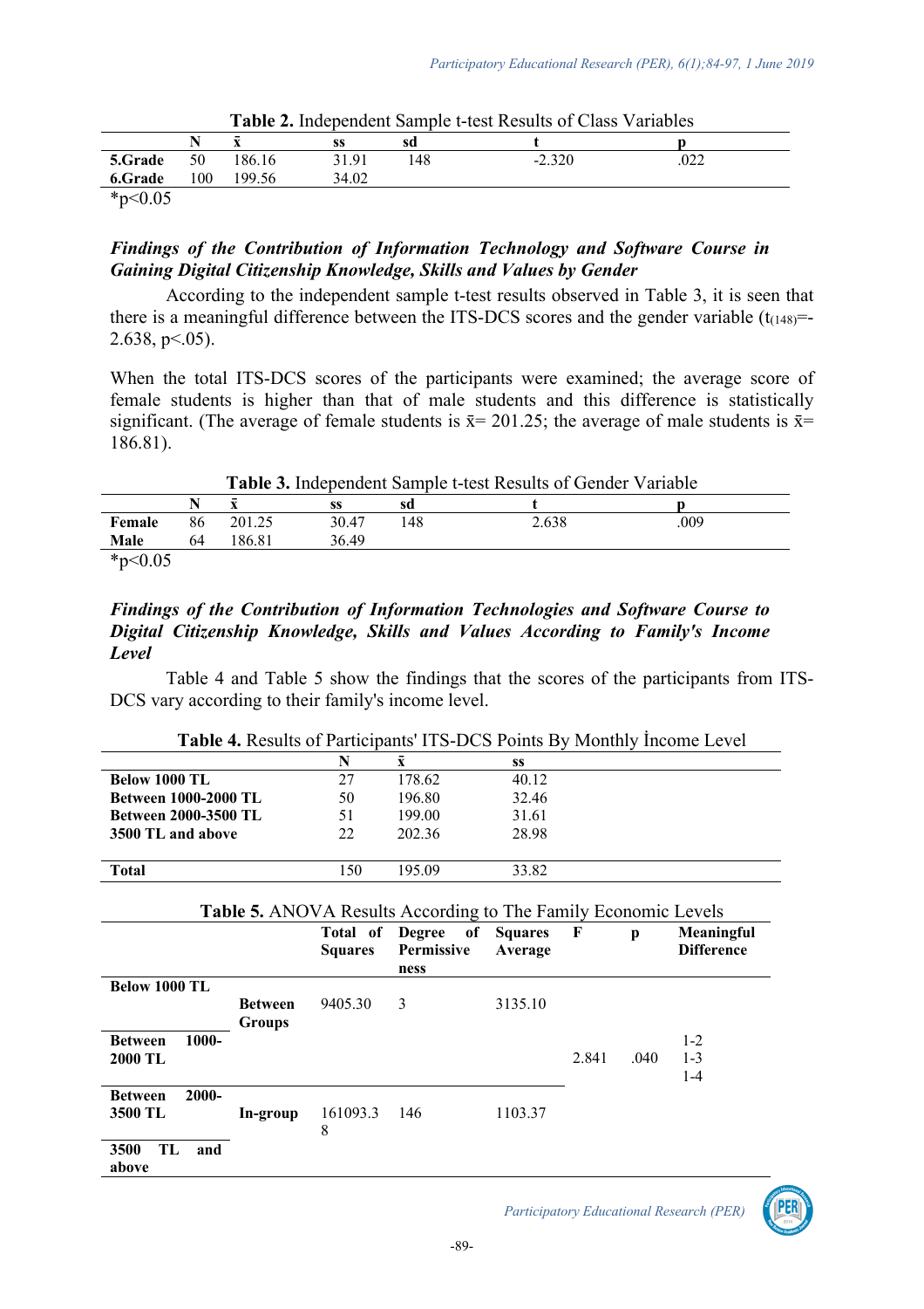**Table 2.** Independent Sample t-test Results of Class Variables

| | N | x̄ | ss | sd | t | p |
|---|---|---|---|---|---|---|
| **5.Grade** | 50 | 186.16 | 31.91 | 148 | -2.320 | .022 |
| **6.Grade** | 100 | 199.56 | 34.02 | | | |

*p<0.05

### *Findings of the Contribution of Information Technology and Software Course in Gaining Digital Citizenship Knowledge, Skills and Values by Gender*

According to the independent sample t-test results observed in Table 3, it is seen that there is a meaningful difference between the ITS-DCS scores and the gender variable ($t_{(148)}$=-2.638, p<.05).

When the total ITS-DCS scores of the participants were examined; the average score of female students is higher than that of male students and this difference is statistically significant. (The average of female students is x̄= 201.25; the average of male students is x̄= 186.81).

**Table 3.** Independent Sample t-test Results of Gender Variable

| | N | x̄ | ss | sd | t | p |
|---|---|---|---|---|---|---|
| **Female** | 86 | 201.25 | 30.47 | 148 | 2.638 | .009 |
| **Male** | 64 | 186.81 | 36.49 | | | |

*p<0.05

### *Findings of the Contribution of Information Technologies and Software Course to Digital Citizenship Knowledge, Skills and Values According to Family's Income Level*

Table 4 and Table 5 show the findings that the scores of the participants from ITS-DCS vary according to their family's income level.

**Table 4.** Results of Participants' ITS-DCS Points By Monthly İncome Level

| | N | x̄ | ss |
|---|---|---|---|
| **Below 1000 TL** | 27 | 178.62 | 40.12 |
| **Between 1000-2000 TL** | 50 | 196.80 | 32.46 |
| **Between 2000-3500 TL** | 51 | 199.00 | 31.61 |
| **3500 TL and above** | 22 | 202.36 | 28.98 |
| **Total** | 150 | 195.09 | 33.82 |

**Table 5.** ANOVA Results According to The Family Economic Levels

| | | Total of Squares | Degree of Permissive ness | Squares Average | F | p | Meaningful Difference |
|---|---|---|---|---|---|---|---|
| **Below 1000 TL** | **Between Groups** | 9405.30 | 3 | 3135.10 | 2.841 | .040 | 1-2<br>1-3<br>1-4 |
| **Between 1000-2000 TL** | | | | | | | |
| **Between 2000-3500 TL** | **In-group** | 161093.38 | 146 | 1103.37 | | | |
| **3500 TL and above** | | | | | | | |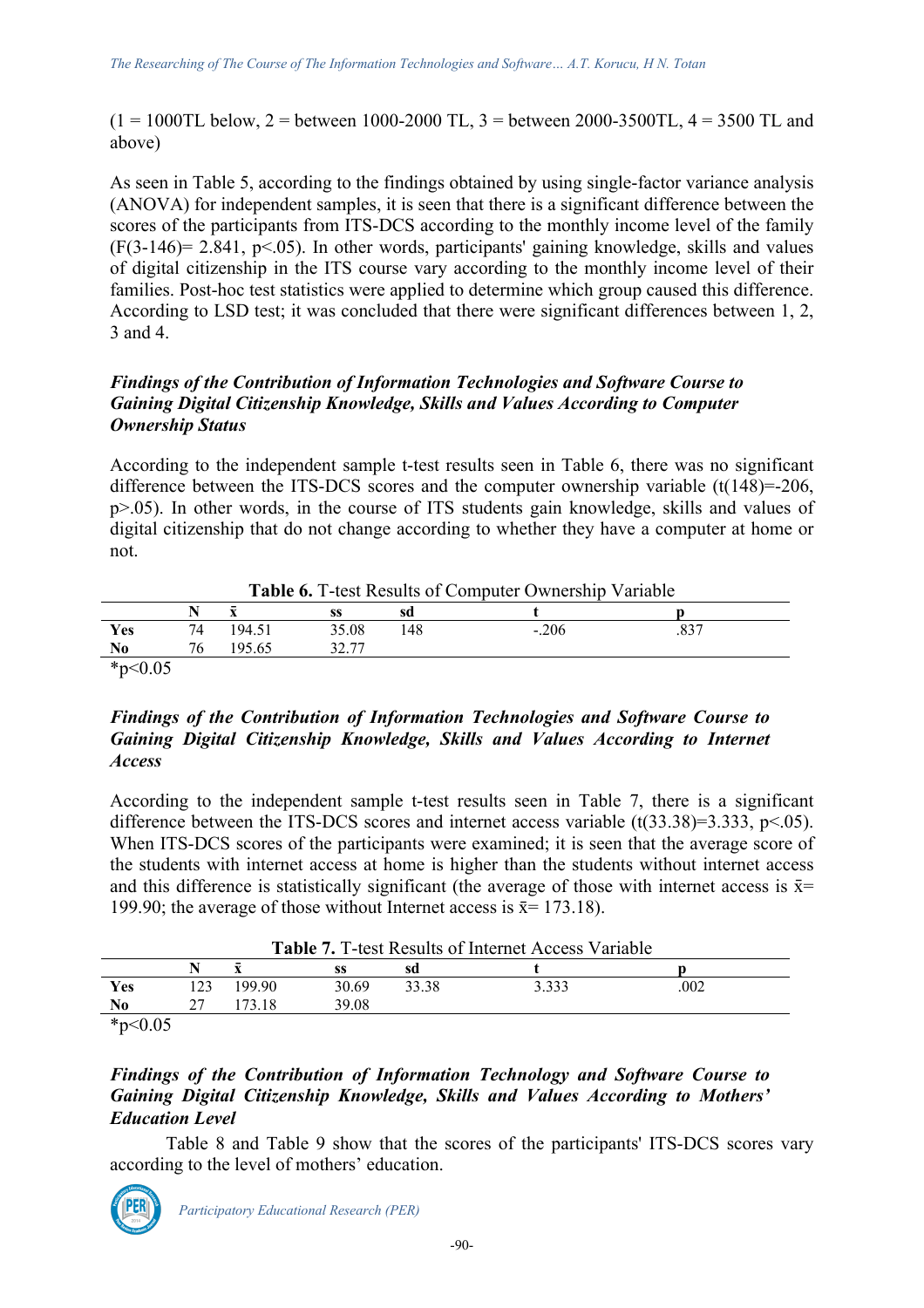(1 = 1000TL below, 2 = between 1000-2000 TL, 3 = between 2000-3500TL, 4 = 3500 TL and above)

As seen in Table 5, according to the findings obtained by using single-factor variance analysis (ANOVA) for independent samples, it is seen that there is a significant difference between the scores of the participants from ITS-DCS according to the monthly income level of the family ($F(3\text{-}146)= 2.841$, $p<.05$). In other words, participants' gaining knowledge, skills and values of digital citizenship in the ITS course vary according to the monthly income level of their families. Post-hoc test statistics were applied to determine which group caused this difference. According to LSD test; it was concluded that there were significant differences between 1, 2, 3 and 4.

### *Findings of the Contribution of Information Technologies and Software Course to Gaining Digital Citizenship Knowledge, Skills and Values According to Computer Ownership Status*

According to the independent sample t-test results seen in Table 6, there was no significant difference between the ITS-DCS scores and the computer ownership variable ($t(148)=-206$, $p>.05$). In other words, in the course of ITS students gain knowledge, skills and values of digital citizenship that do not change according to whether they have a computer at home or not.

**Table 6.** T-test Results of Computer Ownership Variable

| | N | $\bar{x}$ | ss | sd | t | p |
|---|---|---|---|---|---|---|
| **Yes** | 74 | 194.51 | 35.08 | 148 | -.206 | .837 |
| **No** | 76 | 195.65 | 32.77 | | | |

*p<0.05

### *Findings of the Contribution of Information Technologies and Software Course to Gaining Digital Citizenship Knowledge, Skills and Values According to Internet Access*

According to the independent sample t-test results seen in Table 7, there is a significant difference between the ITS-DCS scores and internet access variable ($t(33.38)=3.333$, $p<.05$). When ITS-DCS scores of the participants were examined; it is seen that the average score of the students with internet access at home is higher than the students without internet access and this difference is statistically significant (the average of those with internet access is $\bar{x}=$ 199.90; the average of those without Internet access is $\bar{x}=$ 173.18).

**Table 7.** T-test Results of Internet Access Variable

| | N | $\bar{x}$ | ss | sd | t | p |
|---|---|---|---|---|---|---|
| **Yes** | 123 | 199.90 | 30.69 | 33.38 | 3.333 | .002 |
| **No** | 27 | 173.18 | 39.08 | | | |

*p<0.05

### *Findings of the Contribution of Information Technology and Software Course to Gaining Digital Citizenship Knowledge, Skills and Values According to Mothers' Education Level*

Table 8 and Table 9 show that the scores of the participants' ITS-DCS scores vary according to the level of mothers' education.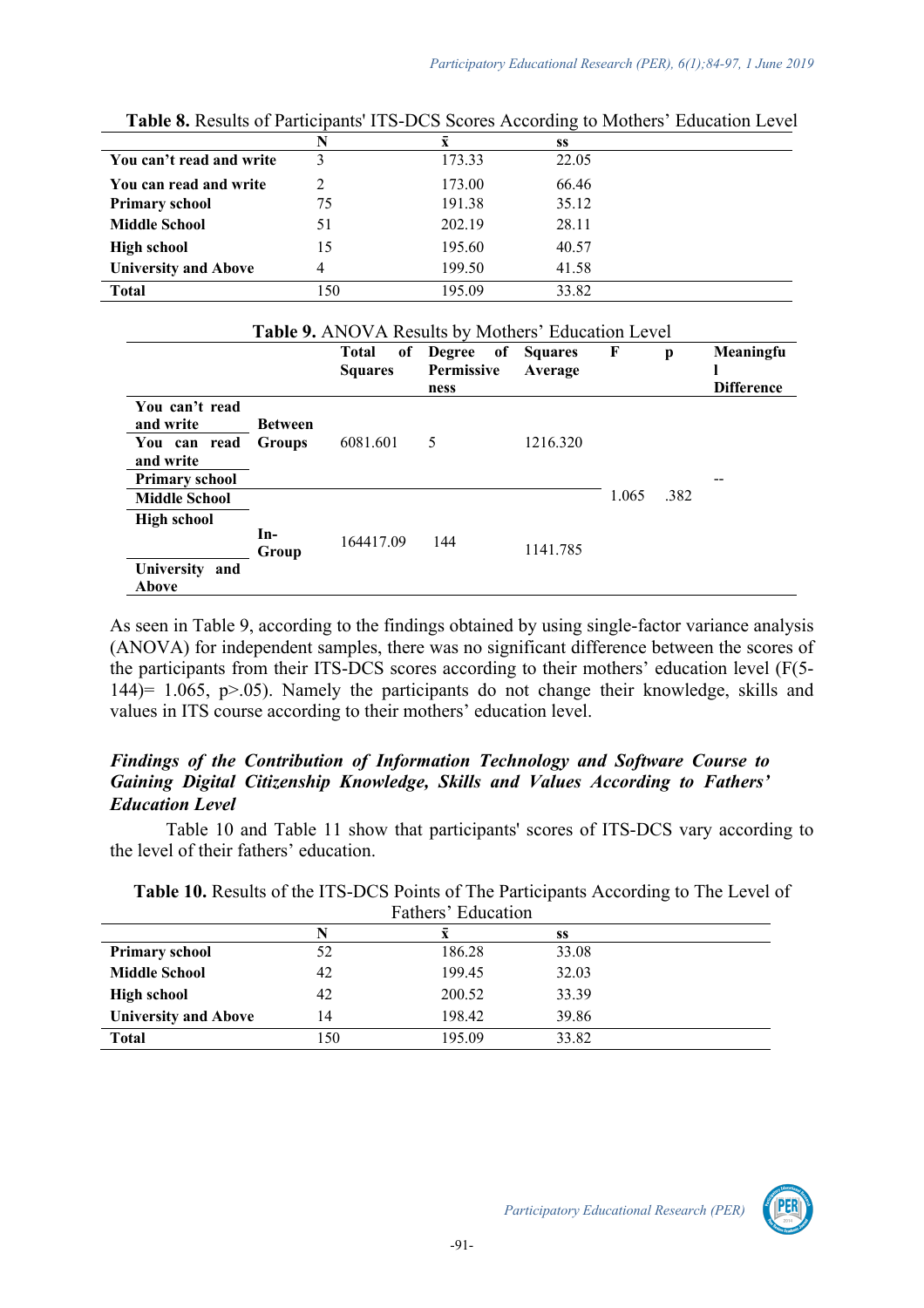**Table 8.** Results of Participants' ITS-DCS Scores According to Mothers' Education Level

| | N | x̄ | ss |
|---|---|---|---|
| **You can't read and write** | 3 | 173.33 | 22.05 |
| **You can read and write** | 2 | 173.00 | 66.46 |
| **Primary school** | 75 | 191.38 | 35.12 |
| **Middle School** | 51 | 202.19 | 28.11 |
| **High school** | 15 | 195.60 | 40.57 |
| **University and Above** | 4 | 199.50 | 41.58 |
| **Total** | 150 | 195.09 | 33.82 |

**Table 9.** ANOVA Results by Mothers' Education Level

| | | Total of Squares | Degree of Permissiveness | Squares Average | F | p | Meaningful Difference |
|---|---|---|---|---|---|---|---|
| You can't read and write<br>You can read and write<br>Primary school | **Between Groups** | 6081.601 | 5 | 1216.320 | 1.065 | .382 | -- |
| Middle School<br>High school<br>University and Above | **In-Group** | 164417.09 | 144 | 1141.785 | | | |

As seen in Table 9, according to the findings obtained by using single-factor variance analysis (ANOVA) for independent samples, there was no significant difference between the scores of the participants from their ITS-DCS scores according to their mothers' education level ($F(5\text{-}144)= 1.065$, $p>.05$). Namely the participants do not change their knowledge, skills and values in ITS course according to their mothers' education level.

### *Findings of the Contribution of Information Technology and Software Course to Gaining Digital Citizenship Knowledge, Skills and Values According to Fathers' Education Level*

Table 10 and Table 11 show that participants' scores of ITS-DCS vary according to the level of their fathers' education.

**Table 10.** Results of the ITS-DCS Points of The Participants According to The Level of Fathers' Education

| | N | x̄ | ss |
|---|---|---|---|
| **Primary school** | 52 | 186.28 | 33.08 |
| **Middle School** | 42 | 199.45 | 32.03 |
| **High school** | 42 | 200.52 | 33.39 |
| **University and Above** | 14 | 198.42 | 39.86 |
| **Total** | 150 | 195.09 | 33.82 |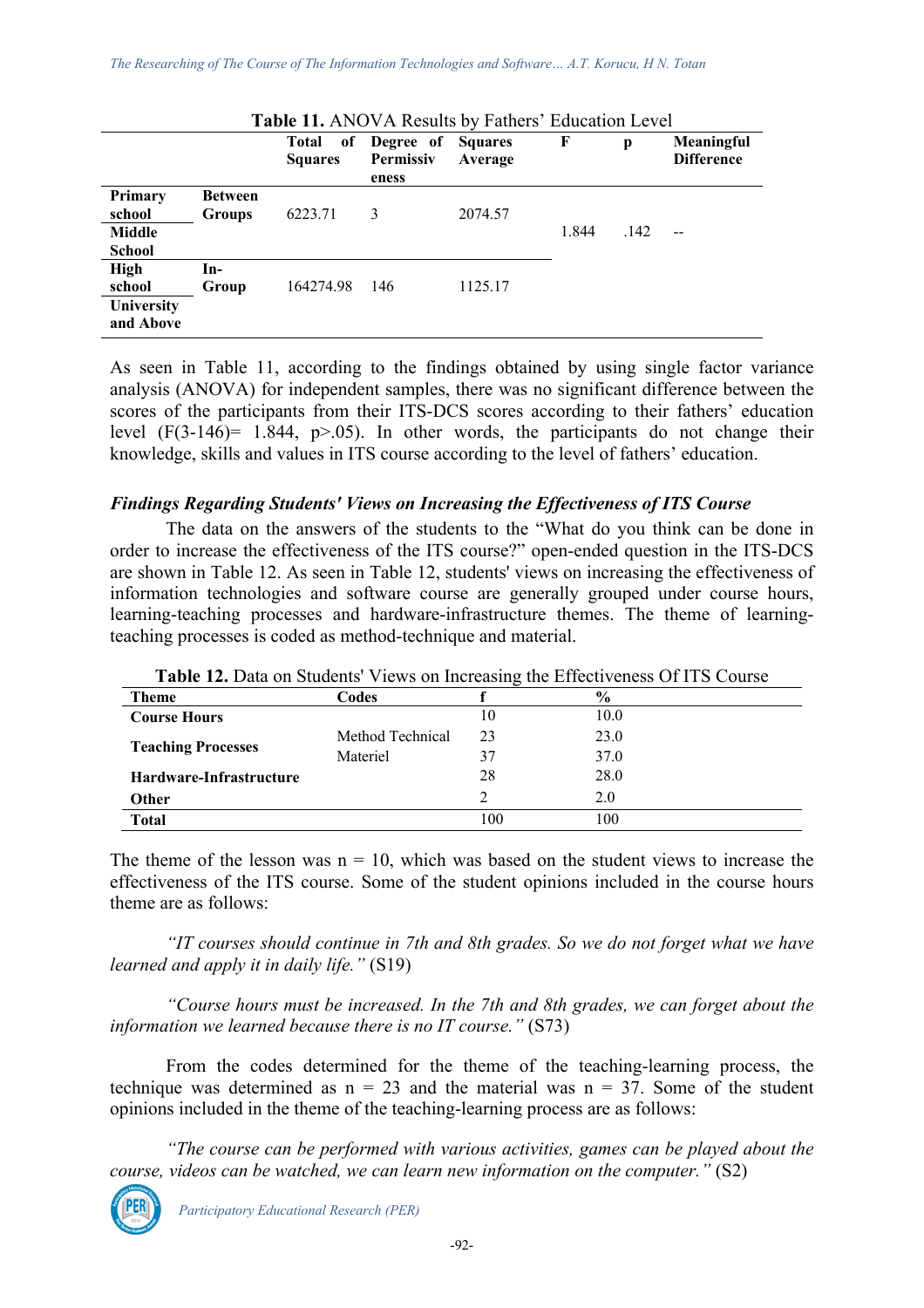**Table 11.** ANOVA Results by Fathers' Education Level

| | | Total of Squares | Degree of Permissiveness | Squares Average | F | p | Meaningful Difference |
|---|---|---|---|---|---|---|---|
| Primary school | Between Groups | 6223.71 | 3 | 2074.57 | 1.844 | .142 | -- |
| Middle School | | | | | | | |
| High school | In-Group | 164274.98 | 146 | 1125.17 | | | |
| University and Above | | | | | | | |

As seen in Table 11, according to the findings obtained by using single factor variance analysis (ANOVA) for independent samples, there was no significant difference between the scores of the participants from their ITS-DCS scores according to their fathers' education level ($F(3\text{-}146)= 1.844$, $p>.05$). In other words, the participants do not change their knowledge, skills and values in ITS course according to the level of fathers' education.

### *Findings Regarding Students' Views on Increasing the Effectiveness of ITS Course*

The data on the answers of the students to the "What do you think can be done in order to increase the effectiveness of the ITS course?" open-ended question in the ITS-DCS are shown in Table 12. As seen in Table 12, students' views on increasing the effectiveness of information technologies and software course are generally grouped under course hours, learning-teaching processes and hardware-infrastructure themes. The theme of learning-teaching processes is coded as method-technique and material.

**Table 12.** Data on Students' Views on Increasing the Effectiveness Of ITS Course

| Theme | Codes | f | % |
|---|---|---|---|
| **Course Hours** | | 10 | 10.0 |
| **Teaching Processes** | Method Technical | 23 | 23.0 |
| | Materiel | 37 | 37.0 |
| **Hardware-Infrastructure** | | 28 | 28.0 |
| **Other** | | 2 | 2.0 |
| **Total** | | 100 | 100 |

The theme of the lesson was $n = 10$, which was based on the student views to increase the effectiveness of the ITS course. Some of the student opinions included in the course hours theme are as follows:

*"IT courses should continue in 7th and 8th grades. So we do not forget what we have learned and apply it in daily life."* (S19)

*"Course hours must be increased. In the 7th and 8th grades, we can forget about the information we learned because there is no IT course."* (S73)

From the codes determined for the theme of the teaching-learning process, the technique was determined as $n = 23$ and the material was $n = 37$. Some of the student opinions included in the theme of the teaching-learning process are as follows:

*"The course can be performed with various activities, games can be played about the course, videos can be watched, we can learn new information on the computer."* (S2)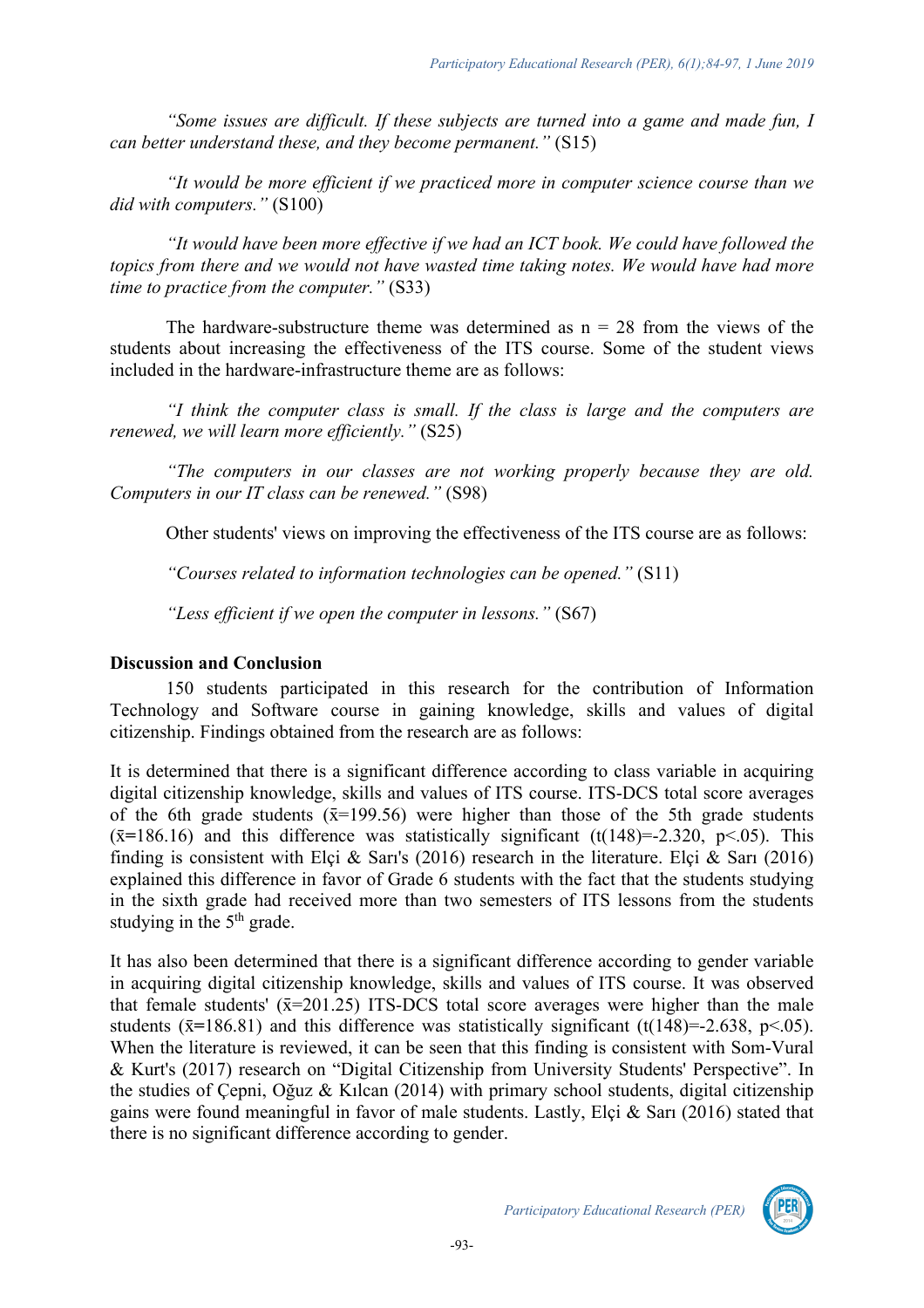*"Some issues are difficult. If these subjects are turned into a game and made fun, I can better understand these, and they become permanent."* (S15)

*"It would be more efficient if we practiced more in computer science course than we did with computers."* (S100)

*"It would have been more effective if we had an ICT book. We could have followed the topics from there and we would not have wasted time taking notes. We would have had more time to practice from the computer."* (S33)

The hardware-substructure theme was determined as n = 28 from the views of the students about increasing the effectiveness of the ITS course. Some of the student views included in the hardware-infrastructure theme are as follows:

*"I think the computer class is small. If the class is large and the computers are renewed, we will learn more efficiently."* (S25)

*"The computers in our classes are not working properly because they are old. Computers in our IT class can be renewed."* (S98)

Other students' views on improving the effectiveness of the ITS course are as follows:

*"Courses related to information technologies can be opened."* (S11)

*"Less efficient if we open the computer in lessons."* (S67)

**Discussion and Conclusion**

150 students participated in this research for the contribution of Information Technology and Software course in gaining knowledge, skills and values of digital citizenship. Findings obtained from the research are as follows:

It is determined that there is a significant difference according to class variable in acquiring digital citizenship knowledge, skills and values of ITS course. ITS-DCS total score averages of the 6th grade students ($\bar{x}$=199.56) were higher than those of the 5th grade students ($\bar{x}$=186.16) and this difference was statistically significant ($t(148)=-2.320$, $p<.05$). This finding is consistent with Elçi & Sarı's (2016) research in the literature. Elçi & Sarı (2016) explained this difference in favor of Grade 6 students with the fact that the students studying in the sixth grade had received more than two semesters of ITS lessons from the students studying in the 5th grade.

It has also been determined that there is a significant difference according to gender variable in acquiring digital citizenship knowledge, skills and values of ITS course. It was observed that female students' ($\bar{x}$=201.25) ITS-DCS total score averages were higher than the male students ($\bar{x}$=186.81) and this difference was statistically significant ($t(148)=-2.638$, $p<.05$). When the literature is reviewed, it can be seen that this finding is consistent with Som-Vural & Kurt's (2017) research on "Digital Citizenship from University Students' Perspective". In the studies of Çepni, Oğuz & Kılcan (2014) with primary school students, digital citizenship gains were found meaningful in favor of male students. Lastly, Elçi & Sarı (2016) stated that there is no significant difference according to gender.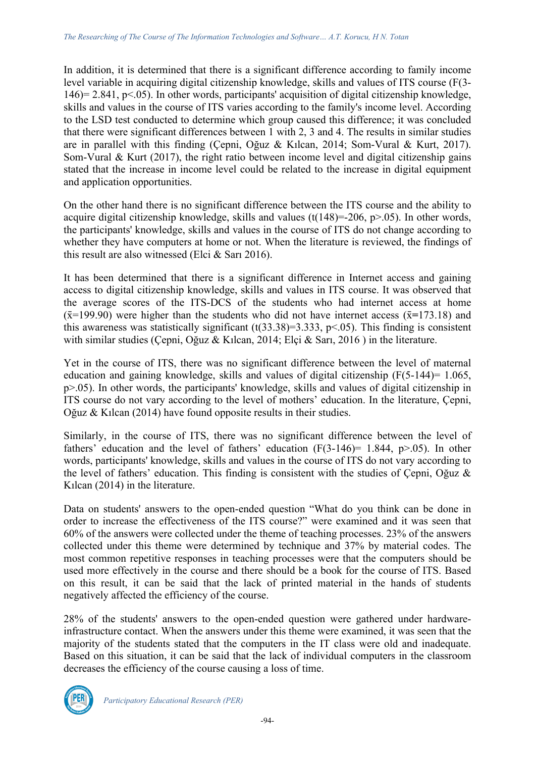In addition, it is determined that there is a significant difference according to family income level variable in acquiring digital citizenship knowledge, skills and values of ITS course ($F(3\text{-}146)= 2.841$, $p<.05$). In other words, participants' acquisition of digital citizenship knowledge, skills and values in the course of ITS varies according to the family's income level. According to the LSD test conducted to determine which group caused this difference; it was concluded that there were significant differences between 1 with 2, 3 and 4. The results in similar studies are in parallel with this finding (Çepni, Oğuz & Kılcan, 2014; Som-Vural & Kurt, 2017). Som-Vural & Kurt (2017), the right ratio between income level and digital citizenship gains stated that the increase in income level could be related to the increase in digital equipment and application opportunities.

On the other hand there is no significant difference between the ITS course and the ability to acquire digital citizenship knowledge, skills and values ($t(148)=-206$, $p>.05$). In other words, the participants' knowledge, skills and values in the course of ITS do not change according to whether they have computers at home or not. When the literature is reviewed, the findings of this result are also witnessed (Elci & Sarı 2016).

It has been determined that there is a significant difference in Internet access and gaining access to digital citizenship knowledge, skills and values in ITS course. It was observed that the average scores of the ITS-DCS of the students who had internet access at home ($\bar{x}=199.90$) were higher than the students who did not have internet access ($\bar{x}=173.18$) and this awareness was statistically significant ($t(33.38)=3.333$, $p<.05$). This finding is consistent with similar studies (Çepni, Oğuz & Kılcan, 2014; Elçi & Sarı, 2016 ) in the literature.

Yet in the course of ITS, there was no significant difference between the level of maternal education and gaining knowledge, skills and values of digital citizenship ($F(5\text{-}144)= 1.065$, $p>.05$). In other words, the participants' knowledge, skills and values of digital citizenship in ITS course do not vary according to the level of mothers' education. In the literature, Çepni, Oğuz & Kılcan (2014) have found opposite results in their studies.

Similarly, in the course of ITS, there was no significant difference between the level of fathers' education and the level of fathers' education ($F(3\text{-}146)= 1.844$, $p>.05$). In other words, participants' knowledge, skills and values in the course of ITS do not vary according to the level of fathers' education. This finding is consistent with the studies of Çepni, Oğuz & Kılcan (2014) in the literature.

Data on students' answers to the open-ended question "What do you think can be done in order to increase the effectiveness of the ITS course?" were examined and it was seen that 60% of the answers were collected under the theme of teaching processes. 23% of the answers collected under this theme were determined by technique and 37% by material codes. The most common repetitive responses in teaching processes were that the computers should be used more effectively in the course and there should be a book for the course of ITS. Based on this result, it can be said that the lack of printed material in the hands of students negatively affected the efficiency of the course.

28% of the students' answers to the open-ended question were gathered under hardware-infrastructure contact. When the answers under this theme were examined, it was seen that the majority of the students stated that the computers in the IT class were old and inadequate. Based on this situation, it can be said that the lack of individual computers in the classroom decreases the efficiency of the course causing a loss of time.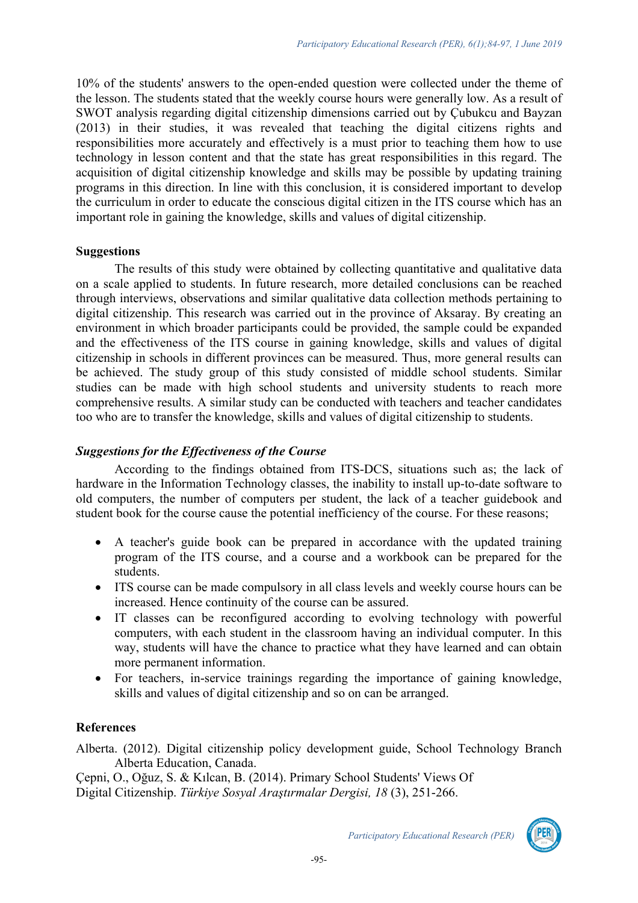10% of the students' answers to the open-ended question were collected under the theme of the lesson. The students stated that the weekly course hours were generally low. As a result of SWOT analysis regarding digital citizenship dimensions carried out by Çubukcu and Bayzan (2013) in their studies, it was revealed that teaching the digital citizens rights and responsibilities more accurately and effectively is a must prior to teaching them how to use technology in lesson content and that the state has great responsibilities in this regard. The acquisition of digital citizenship knowledge and skills may be possible by updating training programs in this direction. In line with this conclusion, it is considered important to develop the curriculum in order to educate the conscious digital citizen in the ITS course which has an important role in gaining the knowledge, skills and values of digital citizenship.

## Suggestions

The results of this study were obtained by collecting quantitative and qualitative data on a scale applied to students. In future research, more detailed conclusions can be reached through interviews, observations and similar qualitative data collection methods pertaining to digital citizenship. This research was carried out in the province of Aksaray. By creating an environment in which broader participants could be provided, the sample could be expanded and the effectiveness of the ITS course in gaining knowledge, skills and values of digital citizenship in schools in different provinces can be measured. Thus, more general results can be achieved. The study group of this study consisted of middle school students. Similar studies can be made with high school students and university students to reach more comprehensive results. A similar study can be conducted with teachers and teacher candidates too who are to transfer the knowledge, skills and values of digital citizenship to students.

### *Suggestions for the Effectiveness of the Course*

According to the findings obtained from ITS-DCS, situations such as; the lack of hardware in the Information Technology classes, the inability to install up-to-date software to old computers, the number of computers per student, the lack of a teacher guidebook and student book for the course cause the potential inefficiency of the course. For these reasons;

- A teacher's guide book can be prepared in accordance with the updated training program of the ITS course, and a course and a workbook can be prepared for the students.
- ITS course can be made compulsory in all class levels and weekly course hours can be increased. Hence continuity of the course can be assured.
- IT classes can be reconfigured according to evolving technology with powerful computers, with each student in the classroom having an individual computer. In this way, students will have the chance to practice what they have learned and can obtain more permanent information.
- For teachers, in-service trainings regarding the importance of gaining knowledge, skills and values of digital citizenship and so on can be arranged.

## References

Alberta. (2012). Digital citizenship policy development guide, School Technology Branch Alberta Education, Canada.

Çepni, O., Oğuz, S. & Kılcan, B. (2014). Primary School Students' Views Of Digital Citizenship. *Türkiye Sosyal Araştırmalar Dergisi, 18* (3), 251-266.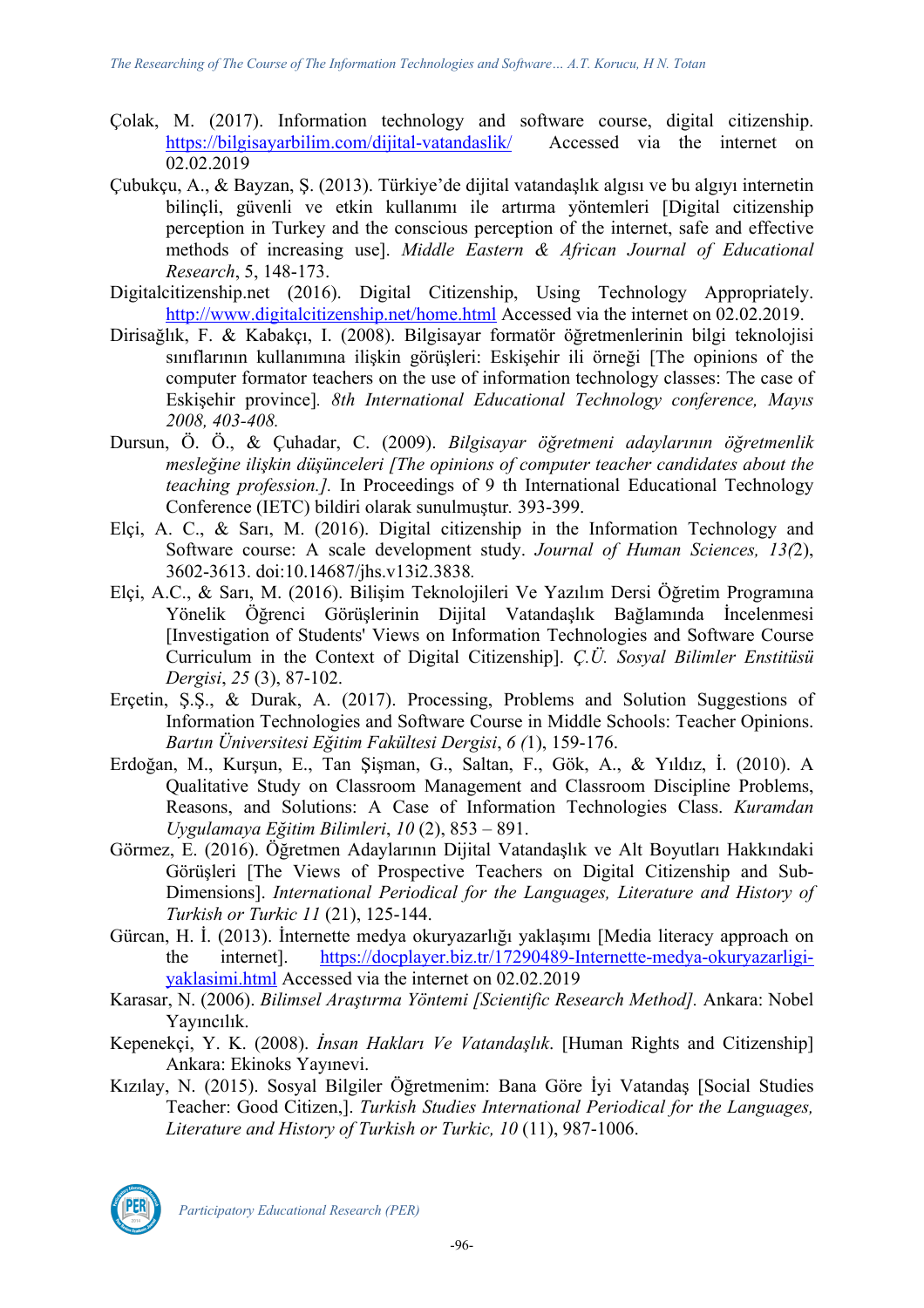Çolak, M. (2017). Information technology and software course, digital citizenship. https://bilgisayarbilim.com/dijital-vatandaslik/ Accessed via the internet on 02.02.2019

Çubukçu, A., & Bayzan, Ş. (2013). Türkiye'de dijital vatandaşlık algısı ve bu algıyı internetin bilinçli, güvenli ve etkin kullanımı ile artırma yöntemleri [Digital citizenship perception in Turkey and the conscious perception of the internet, safe and effective methods of increasing use]. *Middle Eastern & African Journal of Educational Research*, 5, 148-173.

Digitalcitizenship.net (2016). Digital Citizenship, Using Technology Appropriately. http://www.digitalcitizenship.net/home.html Accessed via the internet on 02.02.2019.

Dirisağlık, F. & Kabakçı, I. (2008). Bilgisayar formatör öğretmenlerinin bilgi teknolojisi sınıflarının kullanımına ilişkin görüşleri: Eskişehir ili örneği [The opinions of the computer formator teachers on the use of information technology classes: The case of Eskişehir province]. *8th International Educational Technology conference, Mayıs 2008, 403-408.*

Dursun, Ö. Ö., & Çuhadar, C. (2009). *Bilgisayar öğretmeni adaylarının öğretmenlik mesleğine ilişkin düşünceleri [The opinions of computer teacher candidates about the teaching profession.].* In Proceedings of 9 th International Educational Technology Conference (IETC) bildiri olarak sunulmuştur. 393-399.

Elçi, A. C., & Sarı, M. (2016). Digital citizenship in the Information Technology and Software course: A scale development study. *Journal of Human Sciences, 13(*2), 3602-3613. doi:10.14687/jhs.v13i2.3838.

Elçi, A.C., & Sarı, M. (2016). Bilişim Teknolojileri Ve Yazılım Dersi Öğretim Programına Yönelik Öğrenci Görüşlerinin Dijital Vatandaşlık Bağlamında İncelenmesi [Investigation of Students' Views on Information Technologies and Software Course Curriculum in the Context of Digital Citizenship]. *Ç.Ü. Sosyal Bilimler Enstitüsü Dergisi*, *25* (3), 87-102.

Erçetin, Ş.Ş., & Durak, A. (2017). Processing, Problems and Solution Suggestions of Information Technologies and Software Course in Middle Schools: Teacher Opinions. *Bartın Üniversitesi Eğitim Fakültesi Dergisi*, *6 (*1), 159-176.

Erdoğan, M., Kurşun, E., Tan Şişman, G., Saltan, F., Gök, A., & Yıldız, İ. (2010). A Qualitative Study on Classroom Management and Classroom Discipline Problems, Reasons, and Solutions: A Case of Information Technologies Class. *Kuramdan Uygulamaya Eğitim Bilimleri*, *10* (2), 853 – 891.

Görmez, E. (2016). Öğretmen Adaylarının Dijital Vatandaşlık ve Alt Boyutları Hakkındaki Görüşleri [The Views of Prospective Teachers on Digital Citizenship and Sub-Dimensions]. *International Periodical for the Languages, Literature and History of Turkish or Turkic 11* (21), 125-144.

Gürcan, H. İ. (2013). İnternette medya okuryazarlığı yaklaşımı [Media literacy approach on the internet]. https://docplayer.biz.tr/17290489-Internette-medya-okuryazarligi-yaklasimi.html Accessed via the internet on 02.02.2019

Karasar, N. (2006). *Bilimsel Araştırma Yöntemi [Scientific Research Method].* Ankara: Nobel Yayıncılık.

Kepenekçi, Y. K. (2008). *İnsan Hakları Ve Vatandaşlık*. [Human Rights and Citizenship] Ankara: Ekinoks Yayınevi.

Kızılay, N. (2015). Sosyal Bilgiler Öğretmenim: Bana Göre İyi Vatandaş [Social Studies Teacher: Good Citizen,]. *Turkish Studies International Periodical for the Languages, Literature and History of Turkish or Turkic, 10* (11), 987-1006.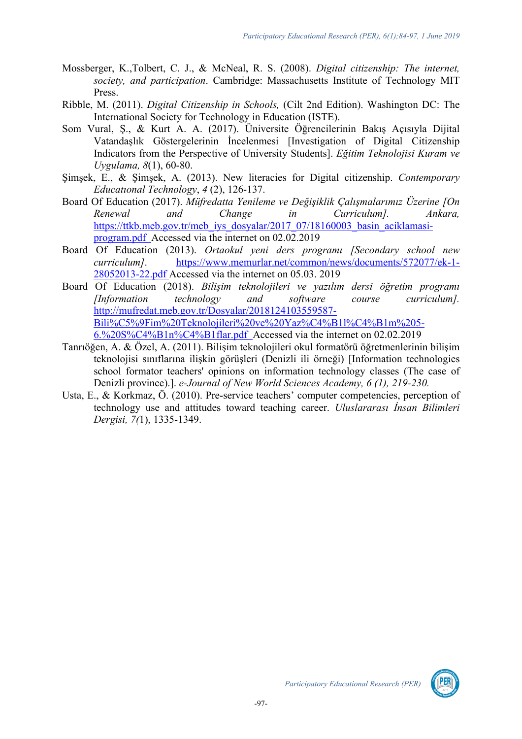Mossberger, K.,Tolbert, C. J., & McNeal, R. S. (2008). *Digital citizenship: The internet, society, and participation*. Cambridge: Massachusetts Institute of Technology MIT Press.

Ribble, M. (2011). *Digital Citizenship in Schools,* (Cilt 2nd Edition). Washington DC: The International Society for Technology in Education (ISTE).

Som Vural, Ş., & Kurt A. A. (2017). Üniversite Öğrencilerinin Bakış Açısıyla Dijital Vatandaşlık Göstergelerinin İncelenmesi [Investigation of Digital Citizenship Indicators from the Perspective of University Students]. *Eğitim Teknolojisi Kuram ve Uygulama, 8*(1), 60-80.

Şimşek, E., & Şimşek, A. (2013). New literacies for Digital citizenship. *Contemporary Educatıonal Technology*, *4* (2), 126-137.

Board Of Education (2017). *Müfredatta Yenileme ve Değişiklik Çalışmalarımız Üzerine [On Renewal and Change in Curriculum]. Ankara,* https://ttkb.meb.gov.tr/meb_iys_dosyalar/2017_07/18160003_basin_aciklamasi-program.pdf Accessed via the internet on 02.02.2019

Board Of Education (2013). *Ortaokul yeni ders programı [Secondary school new curriculum]*. https://www.memurlar.net/common/news/documents/572077/ek-1-28052013-22.pdf Accessed via the internet on 05.03. 2019

Board Of Education (2018). *Bilişim teknolojileri ve yazılım dersi öğretim programı [Information technology and software course curriculum].* http://mufredat.meb.gov.tr/Dosyalar/2018124103559587-Bili%C5%9Fim%20Teknolojileri%20ve%20Yaz%C4%B1l%C4%B1m%205-6.%20S%C4%B1n%C4%B1flar.pdf Accessed via the internet on 02.02.2019

Tanrıöğen, A. & Özel, A. (2011). Bilişim teknolojileri okul formatörü öğretmenlerinin bilişim teknolojisi sınıflarına ilişkin görüşleri (Denizli ili örneği) [Information technologies school formator teachers' opinions on information technology classes (The case of Denizli province).]. *e-Journal of New World Sciences Academy, 6 (1), 219-230.*

Usta, E., & Korkmaz, Ö. (2010). Pre-service teachers' computer competencies, perception of technology use and attitudes toward teaching career. *Uluslararası İnsan Bilimleri Dergisi, 7(*1), 1335-1349.